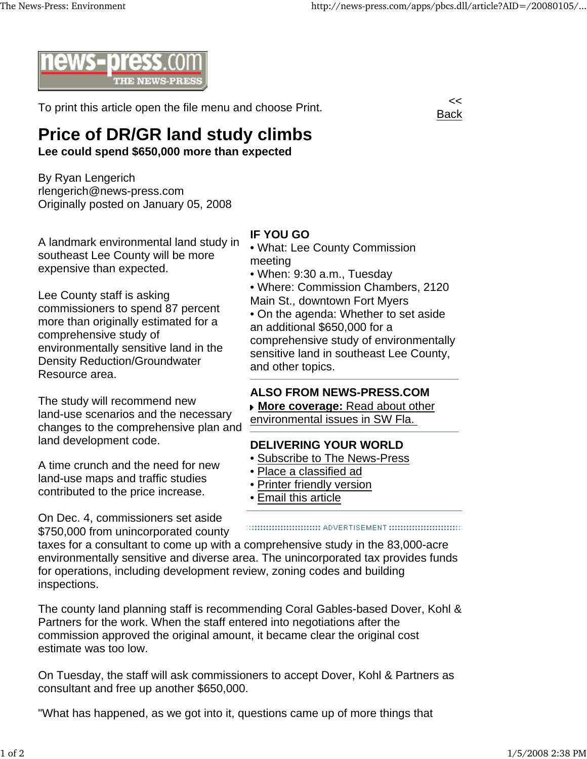news-press.com THE NEWS-PRESS

To print this article open the file menu and choose Print.

<< Back

# Price of DR/GR land study climbs

**Lee could spend $650,000 more than expected**

By Ryan Lengerich
rlengerich@news-press.com
Originally posted on January 05, 2008

A landmark environmental land study in southeast Lee County will be more expensive than expected.

Lee County staff is asking commissioners to spend 87 percent more than originally estimated for a comprehensive study of environmentally sensitive land in the Density Reduction/Groundwater Resource area.

The study will recommend new land-use scenarios and the necessary changes to the comprehensive plan and land development code.

A time crunch and the need for new land-use maps and traffic studies contributed to the price increase.

On Dec. 4, commissioners set aside $750,000 from unincorporated county taxes for a consultant to come up with a comprehensive study in the 83,000-acre environmentally sensitive and diverse area. The unincorporated tax provides funds for operations, including development review, zoning codes and building inspections.

The county land planning staff is recommending Coral Gables-based Dover, Kohl & Partners for the work. When the staff entered into negotiations after the commission approved the original amount, it became clear the original cost estimate was too low.

On Tuesday, the staff will ask commissioners to accept Dover, Kohl & Partners as consultant and free up another $650,000.

"What has happened, as we got into it, questions came up of more things that

**IF YOU GO**

- What: Lee County Commission meeting
- When: 9:30 a.m., Tuesday
- Where: Commission Chambers, 2120 Main St., downtown Fort Myers
- On the agenda: Whether to set aside an additional $650,000 for a comprehensive study of environmentally sensitive land in southeast Lee County, and other topics.

**ALSO FROM NEWS-PRESS.COM**

**More coverage:** Read about other environmental issues in SW Fla.

**DELIVERING YOUR WORLD**

- Subscribe to The News-Press
- Place a classified ad
- Printer friendly version
- Email this article

ADVERTISEMENT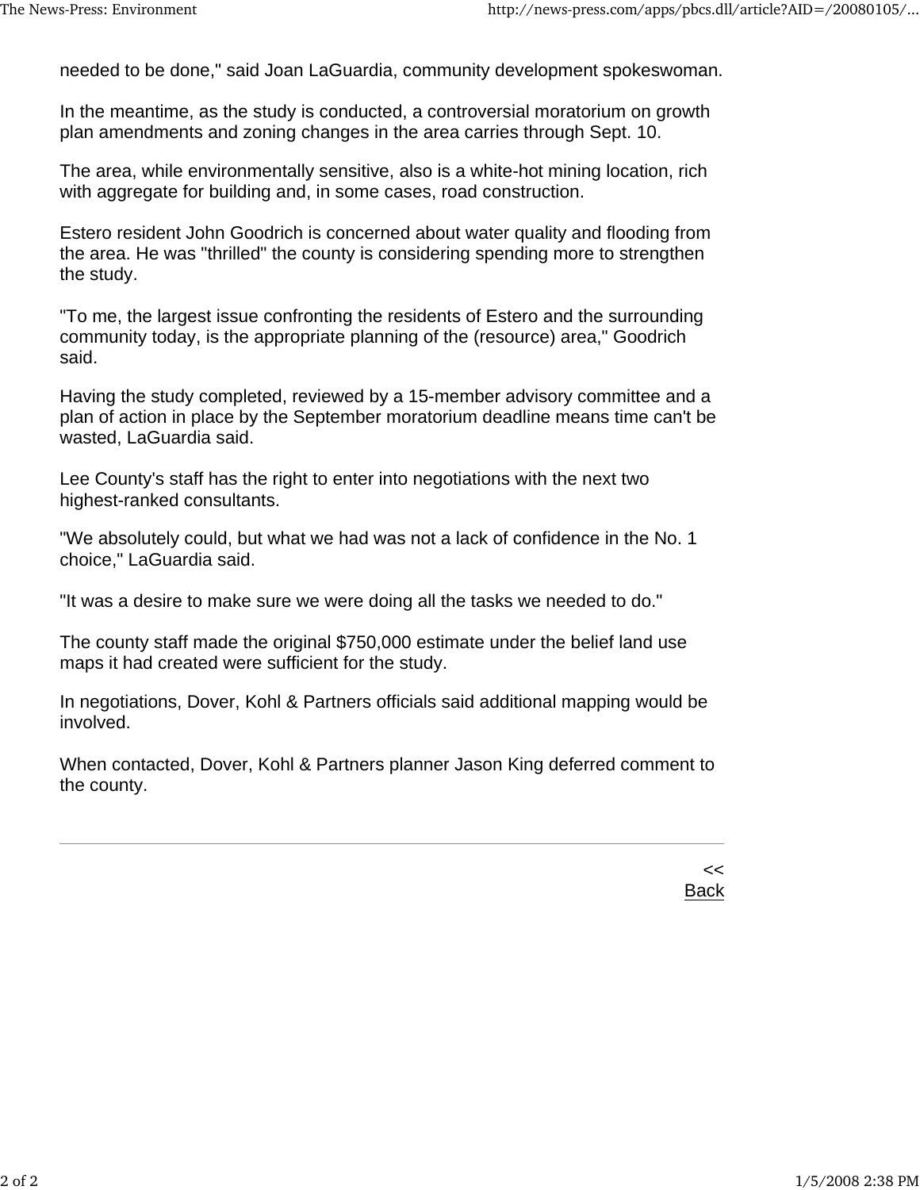needed to be done," said Joan LaGuardia, community development spokeswoman.

In the meantime, as the study is conducted, a controversial moratorium on growth plan amendments and zoning changes in the area carries through Sept. 10.

The area, while environmentally sensitive, also is a white-hot mining location, rich with aggregate for building and, in some cases, road construction.

Estero resident John Goodrich is concerned about water quality and flooding from the area. He was "thrilled" the county is considering spending more to strengthen the study.

"To me, the largest issue confronting the residents of Estero and the surrounding community today, is the appropriate planning of the (resource) area," Goodrich said.

Having the study completed, reviewed by a 15-member advisory committee and a plan of action in place by the September moratorium deadline means time can't be wasted, LaGuardia said.

Lee County's staff has the right to enter into negotiations with the next two highest-ranked consultants.

"We absolutely could, but what we had was not a lack of confidence in the No. 1 choice," LaGuardia said.

"It was a desire to make sure we were doing all the tasks we needed to do."

The county staff made the original $750,000 estimate under the belief land use maps it had created were sufficient for the study.

In negotiations, Dover, Kohl & Partners officials said additional mapping would be involved.

When contacted, Dover, Kohl & Partners planner Jason King deferred comment to the county.

---

<< Back